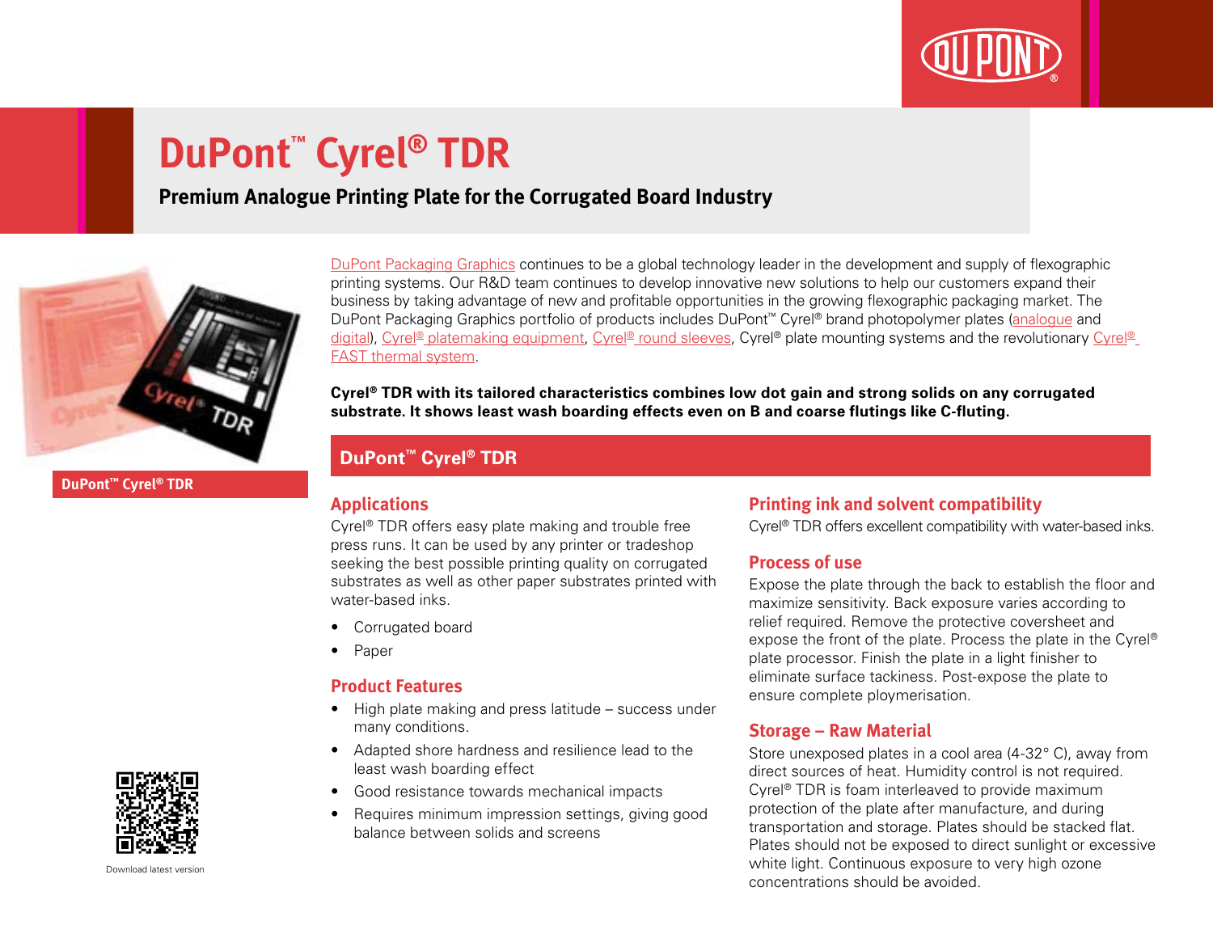# DuPont™ Cyrel® TDR

## Premium Analogue Printing Plate for the Corrugated Board Industry

DuPont™ Cyrel® TDR

DuPont Packaging Graphics continues to be a global technology leader in the development and supply of flexographic printing systems. Our R&D team continues to develop innovative new solutions to help our customers expand their business by taking advantage of new and profitable opportunities in the growing flexographic packaging market. The DuPont Packaging Graphics portfolio of products includes DuPont™ Cyrel® brand photopolymer plates (analogue and digital), Cyrel® platemaking equipment, Cyrel® round sleeves, Cyrel® plate mounting systems and the revolutionary Cyrel® FAST thermal system.

**Cyrel® TDR with its tailored characteristics combines low dot gain and strong solids on any corrugated substrate. It shows least wash boarding effects even on B and coarse flutings like C-fluting.**

## DuPont™ Cyrel® TDR

### Applications

Cyrel® TDR offers easy plate making and trouble free press runs. It can be used by any printer or tradeshop seeking the best possible printing quality on corrugated substrates as well as other paper substrates printed with water-based inks.

- Corrugated board
- Paper

### Product Features

- High plate making and press latitude – success under many conditions.
- Adapted shore hardness and resilience lead to the least wash boarding effect
- Good resistance towards mechanical impacts
- Requires minimum impression settings, giving good balance between solids and screens

### Printing ink and solvent compatibility

Cyrel® TDR offers excellent compatibility with water-based inks.

### Process of use

Expose the plate through the back to establish the floor and maximize sensitivity. Back exposure varies according to relief required. Remove the protective coversheet and expose the front of the plate. Process the plate in the Cyrel® plate processor. Finish the plate in a light finisher to eliminate surface tackiness. Post-expose the plate to ensure complete ploymerisation.

### Storage – Raw Material

Store unexposed plates in a cool area (4-32° C), away from direct sources of heat. Humidity control is not required. Cyrel® TDR is foam interleaved to provide maximum protection of the plate after manufacture, and during transportation and storage. Plates should be stacked flat. Plates should not be exposed to direct sunlight or excessive white light. Continuous exposure to very high ozone concentrations should be avoided.

Download latest version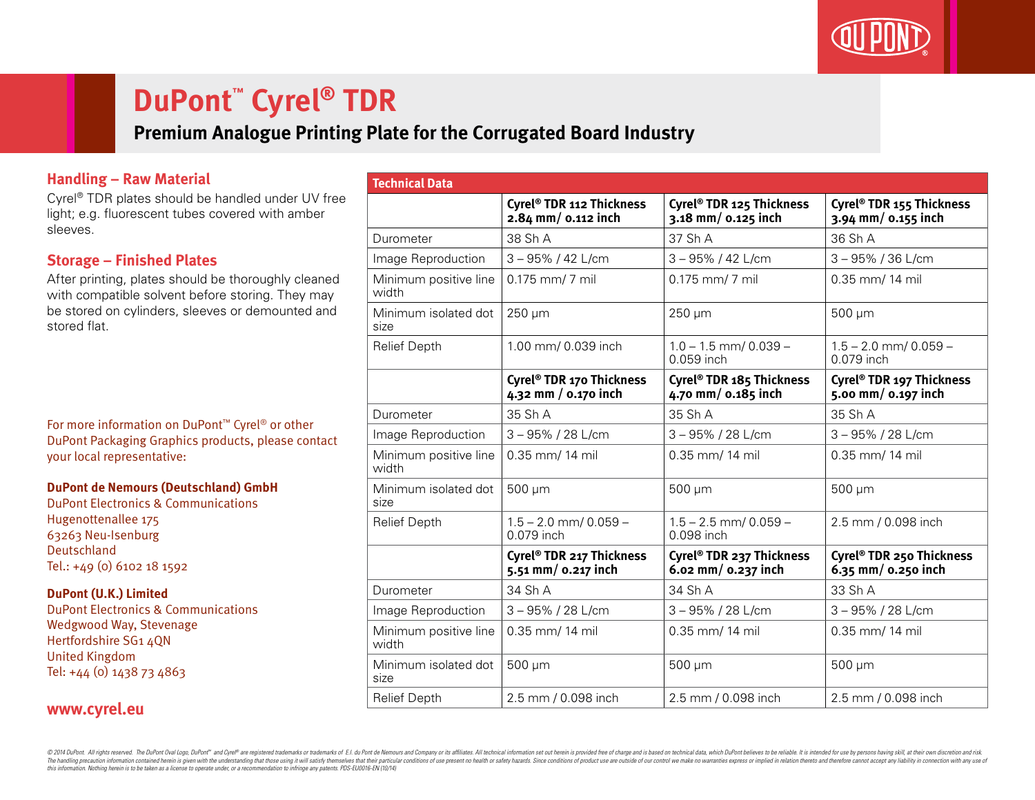# DuPont™ Cyrel® TDR

## Premium Analogue Printing Plate for the Corrugated Board Industry

### Handling – Raw Material

Cyrel® TDR plates should be handled under UV free light; e.g. fluorescent tubes covered with amber sleeves.

### Storage – Finished Plates

After printing, plates should be thoroughly cleaned with compatible solvent before storing. They may be stored on cylinders, sleeves or demounted and stored flat.

For more information on DuPont™ Cyrel® or other DuPont Packaging Graphics products, please contact your local representative:

**DuPont de Nemours (Deutschland) GmbH**
DuPont Electronics & Communications
Hugenottenallee 175
63263 Neu-Isenburg
Deutschland
Tel.: +49 (0) 6102 18 1592

**DuPont (U.K.) Limited**
DuPont Electronics & Communications
Wedgwood Way, Stevenage
Hertfordshire SG1 4QN
United Kingdom
Tel: +44 (0) 1438 73 4863

**www.cyrel.eu**

**Technical Data**

| | **Cyrel® TDR 112 Thickness 2.84 mm/ 0.112 inch** | **Cyrel® TDR 125 Thickness 3.18 mm/ 0.125 inch** | **Cyrel® TDR 155 Thickness 3.94 mm/ 0.155 inch** |
|---|---|---|---|
| Durometer | 38 Sh A | 37 Sh A | 36 Sh A |
| Image Reproduction | 3 – 95% / 42 L/cm | 3 – 95% / 42 L/cm | 3 – 95% / 36 L/cm |
| Minimum positive line width | 0.175 mm/ 7 mil | 0.175 mm/ 7 mil | 0.35 mm/ 14 mil |
| Minimum isolated dot size | 250 µm | 250 µm | 500 µm |
| Relief Depth | 1.00 mm/ 0.039 inch | 1.0 – 1.5 mm/ 0.039 – 0.059 inch | 1.5 – 2.0 mm/ 0.059 – 0.079 inch |
| | **Cyrel® TDR 170 Thickness 4.32 mm / 0.170 inch** | **Cyrel® TDR 185 Thickness 4.70 mm/ 0.185 inch** | **Cyrel® TDR 197 Thickness 5.00 mm/ 0.197 inch** |
| Durometer | 35 Sh A | 35 Sh A | 35 Sh A |
| Image Reproduction | 3 – 95% / 28 L/cm | 3 – 95% / 28 L/cm | 3 – 95% / 28 L/cm |
| Minimum positive line width | 0.35 mm/ 14 mil | 0.35 mm/ 14 mil | 0.35 mm/ 14 mil |
| Minimum isolated dot size | 500 µm | 500 µm | 500 µm |
| Relief Depth | 1.5 – 2.0 mm/ 0.059 – 0.079 inch | 1.5 – 2.5 mm/ 0.059 – 0.098 inch | 2.5 mm / 0.098 inch |
| | **Cyrel® TDR 217 Thickness 5.51 mm/ 0.217 inch** | **Cyrel® TDR 237 Thickness 6.02 mm/ 0.237 inch** | **Cyrel® TDR 250 Thickness 6.35 mm/ 0.250 inch** |
| Durometer | 34 Sh A | 34 Sh A | 33 Sh A |
| Image Reproduction | 3 – 95% / 28 L/cm | 3 – 95% / 28 L/cm | 3 – 95% / 28 L/cm |
| Minimum positive line width | 0.35 mm/ 14 mil | 0.35 mm/ 14 mil | 0.35 mm/ 14 mil |
| Minimum isolated dot size | 500 µm | 500 µm | 500 µm |
| Relief Depth | 2.5 mm / 0.098 inch | 2.5 mm / 0.098 inch | 2.5 mm / 0.098 inch |

*© 2014 DuPont. All rights reserved. The DuPont Oval Logo, DuPont™ and Cyrel® are registered trademarks or trademarks of E.I. du Pont de Nemours and Company or its affiliates. All technical information set out herein is provided free of charge and is based on technical data, which DuPont believes to be reliable. It is intended for use by persons having skill, at their own discretion and risk. The handling precaution information contained herein is given with the understanding that those using it will satisfy themselves that their particular conditions of use present no health or safety hazards. Since conditions of product use are outside of our control we make no warranties express or implied in relation thereto and therefore cannot accept any liability in connection with any use of this information. Nothing herein is to be taken as a license to operate under, or a recommendation to infringe any patents. PDS-EU0016-EN (10/14)*